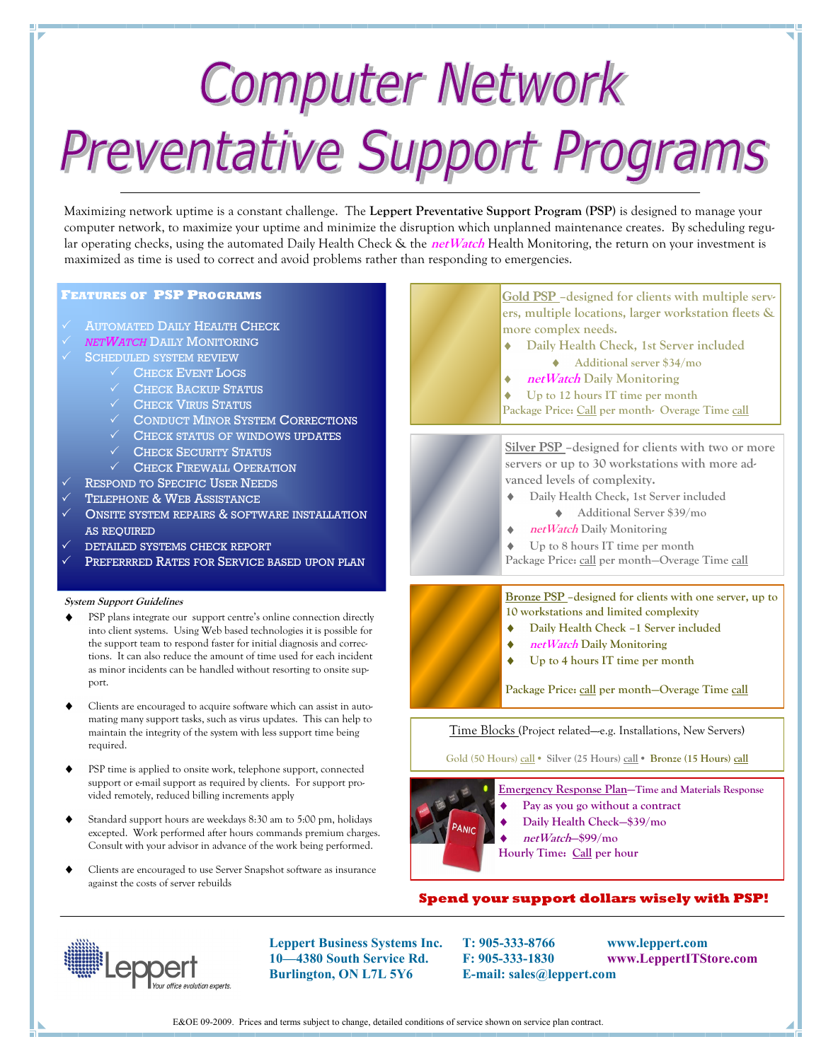# Computer Network Preventative Support Programs

Maximizing network uptime is a constant challenge. The **Leppert Preventative Support Program (PSP)** is designed to manage your computer network, to maximize your uptime and minimize the disruption which unplanned maintenance creates. By scheduling regular operating checks, using the automated Daily Health Check & the ***netWatch*** Health Monitoring, the return on your investment is maximized as time is used to correct and avoid problems rather than responding to emergencies.

## Features of PSP Programs

- Automated Daily Health Check
- *netWatch* Daily Monitoring
- Scheduled system review
    - Check Event Logs
    - Check Backup Status
    - Check Virus Status
    - Conduct Minor System Corrections
    - Check status of windows updates
    - Check Security Status
    - Check Firewall Operation
- Respond to Specific User Needs
- Telephone & Web Assistance
- Onsite system repairs & software installation as required
- detailed systems check report
- Preferrred Rates for Service based upon plan

### *System Support Guidelines*

- PSP plans integrate our support centre's online connection directly into client systems. Using Web based technologies it is possible for the support team to respond faster for initial diagnosis and corrections. It can also reduce the amount of time used for each incident as minor incidents can be handled without resorting to onsite support.
- Clients are encouraged to acquire software which can assist in automating many support tasks, such as virus updates. This can help to maintain the integrity of the system with less support time being required.
- PSP time is applied to onsite work, telephone support, connected support or e-mail support as required by clients. For support provided remotely, reduced billing increments apply
- Standard support hours are weekdays 8:30 am to 5:00 pm, holidays excepted. Work performed after hours commands premium charges. Consult with your advisor in advance of the work being performed.
- Clients are encouraged to use Server Snapshot software as insurance against the costs of server rebuilds

**Gold PSP –designed for clients with multiple servers, multiple locations, larger workstation fleets & more complex needs.**

- Daily Health Check, 1st Server included
    - Additional server $34/mo
- *netWatch* Daily Monitoring
- Up to 12 hours IT time per month

Package Price: Call per month- Overage Time call

**Silver PSP –designed for clients with two or more servers or up to 30 workstations with more advanced levels of complexity.**

- Daily Health Check, 1st Server included
    - Additional Server $39/mo
- *netWatch* Daily Monitoring
- Up to 8 hours IT time per month

Package Price: call per month—Overage Time call

**Bronze PSP –designed for clients with one server, up to 10 workstations and limited complexity**

- Daily Health Check –1 Server included
- *netWatch* Daily Monitoring
- Up to 4 hours IT time per month

**Package Price: call per month—Overage Time call**

Time Blocks (Project related—e.g. Installations, New Servers)

Gold (50 Hours) call • Silver (25 Hours) call • **Bronze (15 Hours) call**

**Emergency Response Plan—Time and Materials Response**

- Pay as you go without a contract
- Daily Health Check—$39/mo
- *netWatch*—$99/mo

**Hourly Time: Call per hour**

**Spend your support dollars wisely with PSP!**

Leppert — *Your office evolution experts.*

**Leppert Business Systems Inc.**
**10—4380 South Service Rd.**
**Burlington, ON L7L 5Y6**

**T: 905-333-8766**
**F: 905-333-1830**
**E-mail: sales@leppert.com**

**www.leppert.com**
**www.LeppertITStore.com**

E&OE 09-2009. Prices and terms subject to change, detailed conditions of service shown on service plan contract.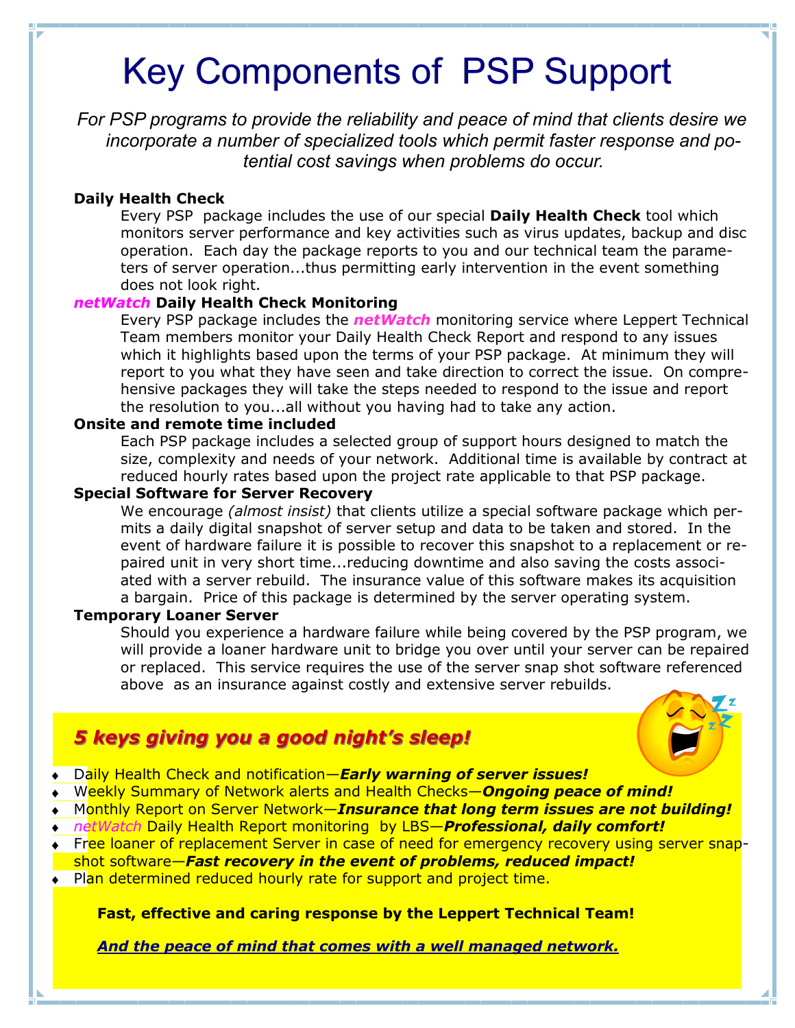# Key Components of PSP Support

*For PSP programs to provide the reliability and peace of mind that clients desire we incorporate a number of specialized tools which permit faster response and potential cost savings when problems do occur.*

**Daily Health Check**

Every PSP package includes the use of our special **Daily Health Check** tool which monitors server performance and key activities such as virus updates, backup and disc operation. Each day the package reports to you and our technical team the parameters of server operation...thus permitting early intervention in the event something does not look right.

***netWatch* Daily Health Check Monitoring**

Every PSP package includes the ***netWatch*** monitoring service where Leppert Technical Team members monitor your Daily Health Check Report and respond to any issues which it highlights based upon the terms of your PSP package. At minimum they will report to you what they have seen and take direction to correct the issue. On comprehensive packages they will take the steps needed to respond to the issue and report the resolution to you...all without you having had to take any action.

**Onsite and remote time included**

Each PSP package includes a selected group of support hours designed to match the size, complexity and needs of your network. Additional time is available by contract at reduced hourly rates based upon the project rate applicable to that PSP package.

**Special Software for Server Recovery**

We encourage *(almost insist)* that clients utilize a special software package which permits a daily digital snapshot of server setup and data to be taken and stored. In the event of hardware failure it is possible to recover this snapshot to a replacement or repaired unit in very short time...reducing downtime and also saving the costs associated with a server rebuild. The insurance value of this software makes its acquisition a bargain. Price of this package is determined by the server operating system.

**Temporary Loaner Server**

Should you experience a hardware failure while being covered by the PSP program, we will provide a loaner hardware unit to bridge you over until your server can be repaired or replaced. This service requires the use of the server snap shot software referenced above as an insurance against costly and extensive server rebuilds.

## *5 keys giving you a good night's sleep!*

- Daily Health Check and notification—***Early warning of server issues!***
- Weekly Summary of Network alerts and Health Checks—***Ongoing peace of mind!***
- Monthly Report on Server Network—***Insurance that long term issues are not building!***
- *netWatch* Daily Health Report monitoring by LBS—***Professional, daily comfort!***
- Free loaner of replacement Server in case of need for emergency recovery using server snapshot software—***Fast recovery in the event of problems, reduced impact!***
- Plan determined reduced hourly rate for support and project time.

**Fast, effective and caring response by the Leppert Technical Team!**

***And the peace of mind that comes with a well managed network.***